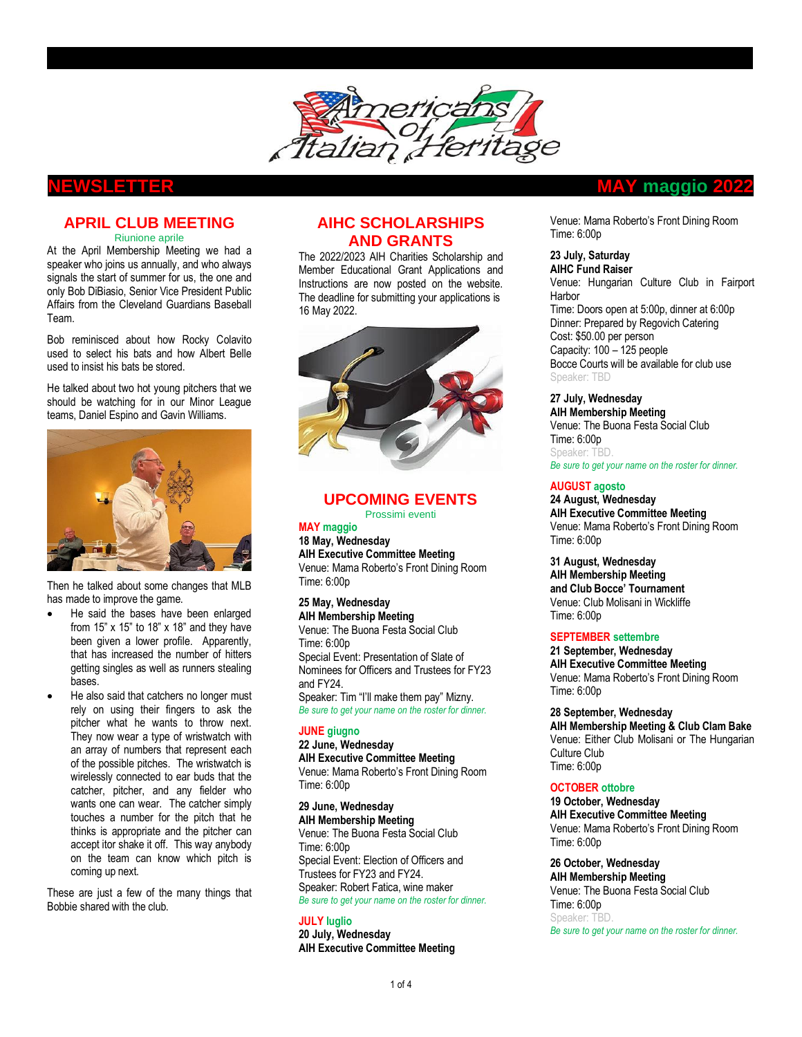# Americans of Italian Heritage

## NEWSLETTER — MAY maggio 2022

## APRIL CLUB MEETING

Riunione aprile

At the April Membership Meeting we had a speaker who joins us annually, and who always signals the start of summer for us, the one and only Bob DiBiasio, Senior Vice President Public Affairs from the Cleveland Guardians Baseball Team.

Bob reminisced about how Rocky Colavito used to select his bats and how Albert Belle used to insist his bats be stored.

He talked about two hot young pitchers that we should be watching for in our Minor League teams, Daniel Espino and Gavin Williams.

Then he talked about some changes that MLB has made to improve the game.

- He said the bases have been enlarged from 15" x 15" to 18" x 18" and they have been given a lower profile. Apparently, that has increased the number of hitters getting singles as well as runners stealing bases.
- He also said that catchers no longer must rely on using their fingers to ask the pitcher what he wants to throw next. They now wear a type of wristwatch with an array of numbers that represent each of the possible pitches. The wristwatch is wirelessly connected to ear buds that the catcher, pitcher, and any fielder who wants one can wear. The catcher simply touches a number for the pitch that he thinks is appropriate and the pitcher can accept itor shake it off. This way anybody on the team can know which pitch is coming up next.

These are just a few of the many things that Bobbie shared with the club.

## AIHC SCHOLARSHIPS AND GRANTS

The 2022/2023 AIH Charities Scholarship and Member Educational Grant Applications and Instructions are now posted on the website. The deadline for submitting your applications is 16 May 2022.

## UPCOMING EVENTS

Prossimi eventi

### MAY maggio

**18 May, Wednesday**
**AIH Executive Committee Meeting**
Venue: Mama Roberto's Front Dining Room
Time: 6:00p

**25 May, Wednesday**
**AIH Membership Meeting**
Venue: The Buona Festa Social Club
Time: 6:00p
Special Event: Presentation of Slate of Nominees for Officers and Trustees for FY23 and FY24.
Speaker: Tim "I'll make them pay" Mizny.
*Be sure to get your name on the roster for dinner.*

### JUNE giugno

**22 June, Wednesday**
**AIH Executive Committee Meeting**
Venue: Mama Roberto's Front Dining Room
Time: 6:00p

**29 June, Wednesday**
**AIH Membership Meeting**
Venue: The Buona Festa Social Club
Time: 6:00p
Special Event: Election of Officers and Trustees for FY23 and FY24.
Speaker: Robert Fatica, wine maker
*Be sure to get your name on the roster for dinner.*

### JULY luglio

**20 July, Wednesday**
**AIH Executive Committee Meeting**
Venue: Mama Roberto's Front Dining Room
Time: 6:00p

**23 July, Saturday**
**AIHC Fund Raiser**
Venue: Hungarian Culture Club in Fairport Harbor
Time: Doors open at 5:00p, dinner at 6:00p
Dinner: Prepared by Regovich Catering
Cost: $50.00 per person
Capacity: 100 – 125 people
Bocce Courts will be available for club use
Speaker: TBD

**27 July, Wednesday**
**AIH Membership Meeting**
Venue: The Buona Festa Social Club
Time: 6:00p
Speaker: TBD.
*Be sure to get your name on the roster for dinner.*

### AUGUST agosto

**24 August, Wednesday**
**AIH Executive Committee Meeting**
Venue: Mama Roberto's Front Dining Room
Time: 6:00p

**31 August, Wednesday**
**AIH Membership Meeting and Club Bocce' Tournament**
Venue: Club Molisani in Wickliffe
Time: 6:00p

### SEPTEMBER settembre

**21 September, Wednesday**
**AIH Executive Committee Meeting**
Venue: Mama Roberto's Front Dining Room
Time: 6:00p

**28 September, Wednesday**
**AIH Membership Meeting & Club Clam Bake**
Venue: Either Club Molisani or The Hungarian Culture Club
Time: 6:00p

### OCTOBER ottobre

**19 October, Wednesday**
**AIH Executive Committee Meeting**
Venue: Mama Roberto's Front Dining Room
Time: 6:00p

**26 October, Wednesday**
**AIH Membership Meeting**
Venue: The Buona Festa Social Club
Time: 6:00p
Speaker: TBD.
*Be sure to get your name on the roster for dinner.*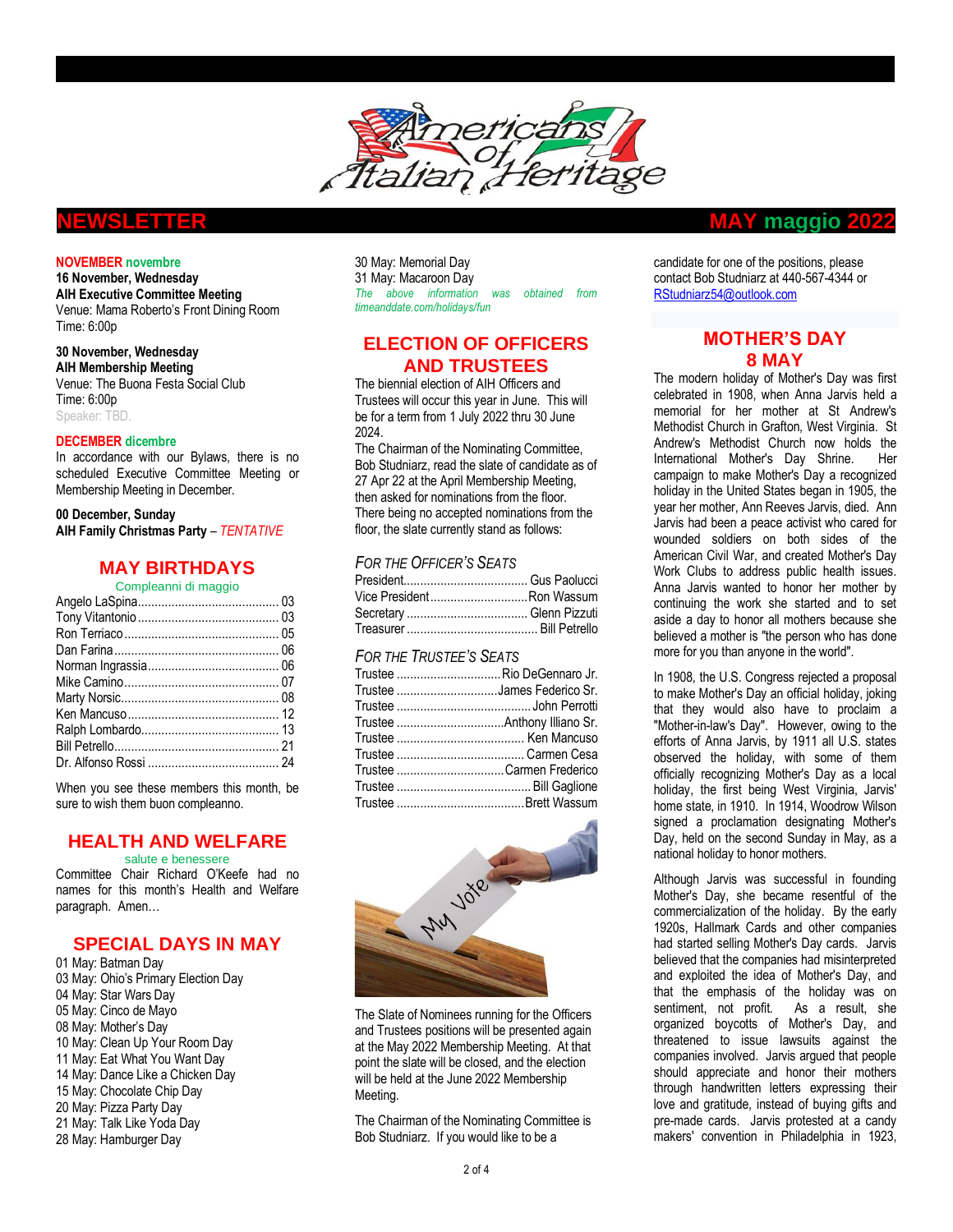# NEWSLETTER

# MAY maggio 2022

**NOVEMBER novembre**

**16 November, Wednesday**
**AIH Executive Committee Meeting**
Venue: Mama Roberto's Front Dining Room
Time: 6:00p

**30 November, Wednesday**
**AIH Membership Meeting**
Venue: The Buona Festa Social Club
Time: 6:00p
Speaker: TBD.

**DECEMBER dicembre**

In accordance with our Bylaws, there is no scheduled Executive Committee Meeting or Membership Meeting in December.

**00 December, Sunday**
**AIH Family Christmas Party** – *TENTATIVE*

## MAY BIRTHDAYS

Compleanni di maggio

| | |
|---|---|
| Angelo LaSpina | 03 |
| Tony Vitantonio | 03 |
| Ron Terriaco | 05 |
| Dan Farina | 06 |
| Norman Ingrassia | 06 |
| Mike Camino | 07 |
| Marty Norsic | 08 |
| Ken Mancuso | 12 |
| Ralph Lombardo | 13 |
| Bill Petrello | 21 |
| Dr. Alfonso Rossi | 24 |

When you see these members this month, be sure to wish them buon compleanno.

## HEALTH AND WELFARE

salute e benessere

Committee Chair Richard O'Keefe had no names for this month's Health and Welfare paragraph. Amen…

## SPECIAL DAYS IN MAY

01 May: Batman Day
03 May: Ohio's Primary Election Day
04 May: Star Wars Day
05 May: Cinco de Mayo
08 May: Mother's Day
10 May: Clean Up Your Room Day
11 May: Eat What You Want Day
14 May: Dance Like a Chicken Day
15 May: Chocolate Chip Day
20 May: Pizza Party Day
21 May: Talk Like Yoda Day
28 May: Hamburger Day
30 May: Memorial Day
31 May: Macaroon Day

*The above information was obtained from timeanddate.com/holidays/fun*

## ELECTION OF OFFICERS AND TRUSTEES

The biennial election of AIH Officers and Trustees will occur this year in June. This will be for a term from 1 July 2022 thru 30 June 2024.

The Chairman of the Nominating Committee, Bob Studniarz, read the slate of candidate as of 27 Apr 22 at the April Membership Meeting, then asked for nominations from the floor. There being no accepted nominations from the floor, the slate currently stand as follows:

*FOR THE OFFICER'S SEATS*

| | |
|---|---|
| President | Gus Paolucci |
| Vice President | Ron Wassum |
| Secretary | Glenn Pizzuti |
| Treasurer | Bill Petrello |

*FOR THE TRUSTEE'S SEATS*

| | |
|---|---|
| Trustee | Rio DeGennaro Jr. |
| Trustee | James Federico Sr. |
| Trustee | John Perrotti |
| Trustee | Anthony Illiano Sr. |
| Trustee | Ken Mancuso |
| Trustee | Carmen Cesa |
| Trustee | Carmen Frederico |
| Trustee | Bill Gaglione |
| Trustee | Brett Wassum |

The Slate of Nominees running for the Officers and Trustees positions will be presented again at the May 2022 Membership Meeting. At that point the slate will be closed, and the election will be held at the June 2022 Membership Meeting.

The Chairman of the Nominating Committee is Bob Studniarz. If you would like to be a candidate for one of the positions, please contact Bob Studniarz at 440-567-4344 or RStudniarz54@outlook.com

## MOTHER'S DAY 8 MAY

The modern holiday of Mother's Day was first celebrated in 1908, when Anna Jarvis held a memorial for her mother at St Andrew's Methodist Church in Grafton, West Virginia. St Andrew's Methodist Church now holds the International Mother's Day Shrine. Her campaign to make Mother's Day a recognized holiday in the United States began in 1905, the year her mother, Ann Reeves Jarvis, died. Ann Jarvis had been a peace activist who cared for wounded soldiers on both sides of the American Civil War, and created Mother's Day Work Clubs to address public health issues. Anna Jarvis wanted to honor her mother by continuing the work she started and to set aside a day to honor all mothers because she believed a mother is "the person who has done more for you than anyone in the world".

In 1908, the U.S. Congress rejected a proposal to make Mother's Day an official holiday, joking that they would also have to proclaim a "Mother-in-law's Day". However, owing to the efforts of Anna Jarvis, by 1911 all U.S. states observed the holiday, with some of them officially recognizing Mother's Day as a local holiday, the first being West Virginia, Jarvis' home state, in 1910. In 1914, Woodrow Wilson signed a proclamation designating Mother's Day, held on the second Sunday in May, as a national holiday to honor mothers.

Although Jarvis was successful in founding Mother's Day, she became resentful of the commercialization of the holiday. By the early 1920s, Hallmark Cards and other companies had started selling Mother's Day cards. Jarvis believed that the companies had misinterpreted and exploited the idea of Mother's Day, and that the emphasis of the holiday was on sentiment, not profit. As a result, she organized boycotts of Mother's Day, and threatened to issue lawsuits against the companies involved. Jarvis argued that people should appreciate and honor their mothers through handwritten letters expressing their love and gratitude, instead of buying gifts and pre-made cards. Jarvis protested at a candy makers' convention in Philadelphia in 1923,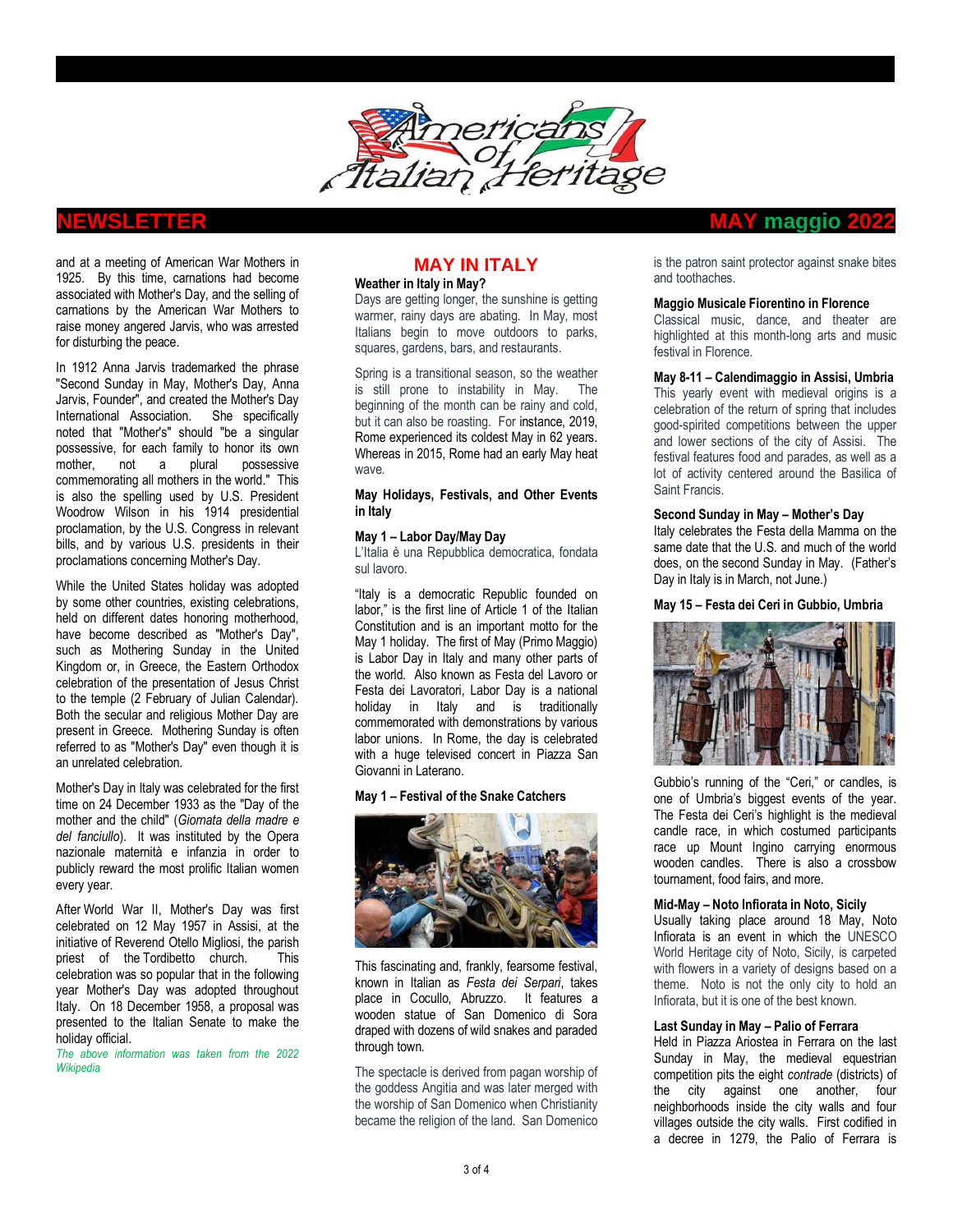and at a meeting of American War Mothers in 1925. By this time, carnations had become associated with Mother's Day, and the selling of carnations by the American War Mothers to raise money angered Jarvis, who was arrested for disturbing the peace.

In 1912 Anna Jarvis trademarked the phrase "Second Sunday in May, Mother's Day, Anna Jarvis, Founder", and created the Mother's Day International Association. She specifically noted that "Mother's" should "be a singular possessive, for each family to honor its own mother, not a plural possessive commemorating all mothers in the world." This is also the spelling used by U.S. President Woodrow Wilson in his 1914 presidential proclamation, by the U.S. Congress in relevant bills, and by various U.S. presidents in their proclamations concerning Mother's Day.

While the United States holiday was adopted by some other countries, existing celebrations, held on different dates honoring motherhood, have become described as "Mother's Day", such as Mothering Sunday in the United Kingdom or, in Greece, the Eastern Orthodox celebration of the presentation of Jesus Christ to the temple (2 February of Julian Calendar). Both the secular and religious Mother Day are present in Greece. Mothering Sunday is often referred to as "Mother's Day" even though it is an unrelated celebration.

Mother's Day in Italy was celebrated for the first time on 24 December 1933 as the "Day of the mother and the child" (*Giornata della madre e del fanciullo*). It was instituted by the Opera nazionale maternità e infanzia in order to publicly reward the most prolific Italian women every year.

After World War II, Mother's Day was first celebrated on 12 May 1957 in Assisi, at the initiative of Reverend Otello Migliosi, the parish priest of the Tordibetto church. This celebration was so popular that in the following year Mother's Day was adopted throughout Italy. On 18 December 1958, a proposal was presented to the Italian Senate to make the holiday official.

*The above information was taken from the 2022 Wikipedia*

## MAY IN ITALY

### Weather in Italy in May?

Days are getting longer, the sunshine is getting warmer, rainy days are abating. In May, most Italians begin to move outdoors to parks, squares, gardens, bars, and restaurants.

Spring is a transitional season, so the weather is still prone to instability in May. The beginning of the month can be rainy and cold, but it can also be roasting. For instance, 2019, Rome experienced its coldest May in 62 years. Whereas in 2015, Rome had an early May heat wave.

### May Holidays, Festivals, and Other Events in Italy

**May 1 – Labor Day/May Day**

L'Italia è una Repubblica democratica, fondata sul lavoro.

"Italy is a democratic Republic founded on labor," is the first line of Article 1 of the Italian Constitution and is an important motto for the May 1 holiday. The first of May (Primo Maggio) is Labor Day in Italy and many other parts of the world. Also known as Festa del Lavoro or Festa dei Lavoratori, Labor Day is a national holiday in Italy and is traditionally commemorated with demonstrations by various labor unions. In Rome, the day is celebrated with a huge televised concert in Piazza San Giovanni in Laterano.

**May 1 – Festival of the Snake Catchers**

This fascinating and, frankly, fearsome festival, known in Italian as *Festa dei Serpari*, takes place in Cocullo, Abruzzo. It features a wooden statue of San Domenico di Sora draped with dozens of wild snakes and paraded through town.

The spectacle is derived from pagan worship of the goddess Angitia and was later merged with the worship of San Domenico when Christianity became the religion of the land. San Domenico is the patron saint protector against snake bites and toothaches.

**Maggio Musicale Fiorentino in Florence**

Classical music, dance, and theater are highlighted at this month-long arts and music festival in Florence.

**May 8-11 – Calendimaggio in Assisi, Umbria**

This yearly event with medieval origins is a celebration of the return of spring that includes good-spirited competitions between the upper and lower sections of the city of Assisi. The festival features food and parades, as well as a lot of activity centered around the Basilica of Saint Francis.

**Second Sunday in May – Mother's Day**

Italy celebrates the Festa della Mamma on the same date that the U.S. and much of the world does, on the second Sunday in May. (Father's Day in Italy is in March, not June.)

**May 15 – Festa dei Ceri in Gubbio, Umbria**

Gubbio's running of the "Ceri," or candles, is one of Umbria's biggest events of the year. The Festa dei Ceri's highlight is the medieval candle race, in which costumed participants race up Mount Ingino carrying enormous wooden candles. There is also a crossbow tournament, food fairs, and more.

**Mid-May – Noto Infiorata in Noto, Sicily**

Usually taking place around 18 May, Noto Infiorata is an event in which the UNESCO World Heritage city of Noto, Sicily, is carpeted with flowers in a variety of designs based on a theme. Noto is not the only city to hold an Infiorata, but it is one of the best known.

**Last Sunday in May – Palio of Ferrara**

Held in Piazza Ariostea in Ferrara on the last Sunday in May, the medieval equestrian competition pits the eight *contrade* (districts) of the city against one another, four neighborhoods inside the city walls and four villages outside the city walls. First codified in a decree in 1279, the Palio of Ferrara is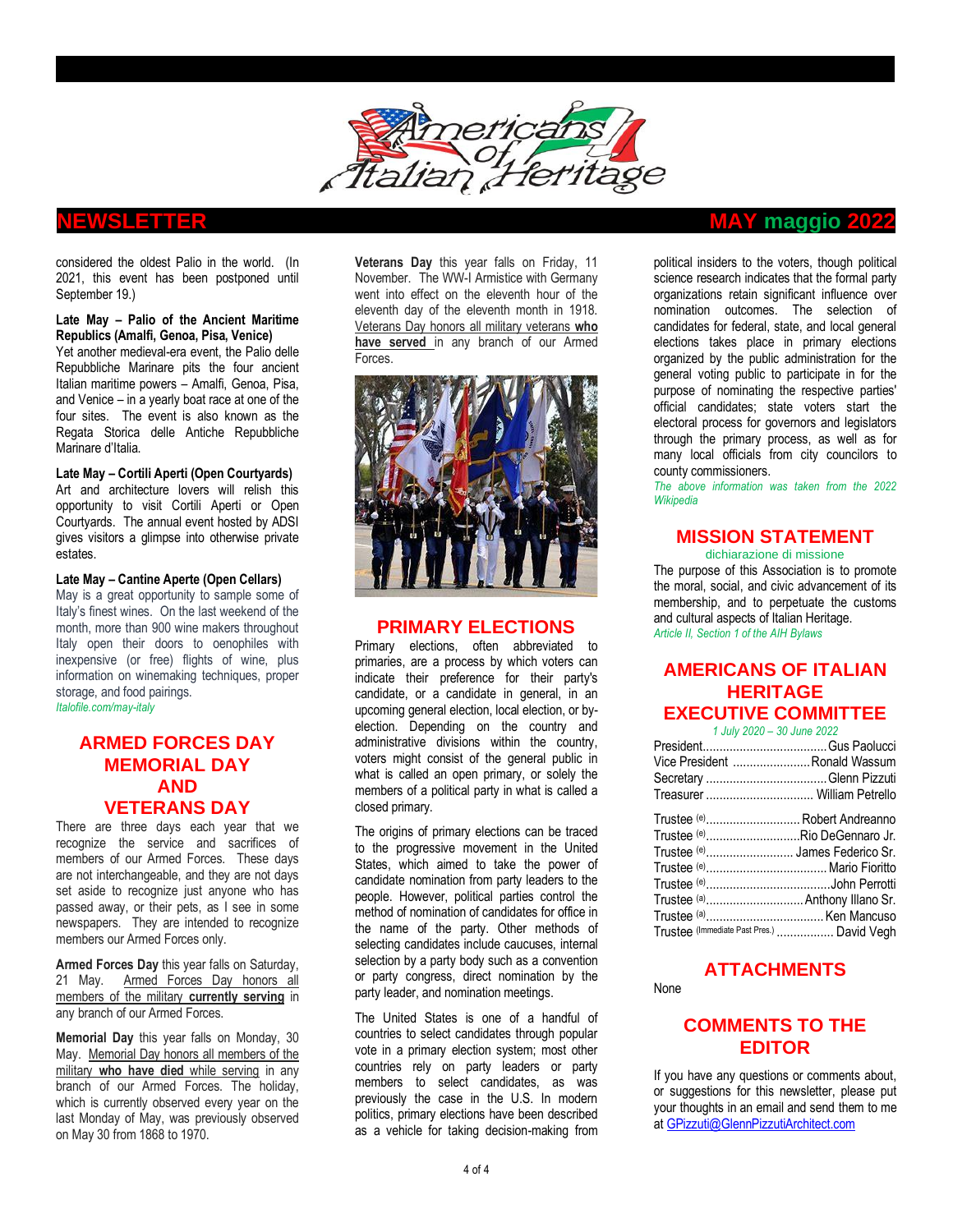considered the oldest Palio in the world. (In 2021, this event has been postponed until September 19.)

**Late May – Palio of the Ancient Maritime Republics (Amalfi, Genoa, Pisa, Venice)**
Yet another medieval-era event, the Palio delle Repubbliche Marinare pits the four ancient Italian maritime powers – Amalfi, Genoa, Pisa, and Venice – in a yearly boat race at one of the four sites. The event is also known as the Regata Storica delle Antiche Repubbliche Marinare d'Italia.

**Late May – Cortili Aperti (Open Courtyards)**
Art and architecture lovers will relish this opportunity to visit Cortili Aperti or Open Courtyards. The annual event hosted by ADSI gives visitors a glimpse into otherwise private estates.

**Late May – Cantine Aperte (Open Cellars)**
May is a great opportunity to sample some of Italy's finest wines. On the last weekend of the month, more than 900 wine makers throughout Italy open their doors to oenophiles with inexpensive (or free) flights of wine, plus information on winemaking techniques, proper storage, and food pairings.
*Italofile.com/may-italy*

## ARMED FORCES DAY MEMORIAL DAY AND VETERANS DAY

There are three days each year that we recognize the service and sacrifices of members of our Armed Forces. These days are not interchangeable, and they are not days set aside to recognize just anyone who has passed away, or their pets, as I see in some newspapers. They are intended to recognize members our Armed Forces only.

**Armed Forces Day** this year falls on Saturday, 21 May. Armed Forces Day honors all members of the military **currently serving** in any branch of our Armed Forces.

**Memorial Day** this year falls on Monday, 30 May. Memorial Day honors all members of the military **who have died** while serving in any branch of our Armed Forces. The holiday, which is currently observed every year on the last Monday of May, was previously observed on May 30 from 1868 to 1970.

**Veterans Day** this year falls on Friday, 11 November. The WW-I Armistice with Germany went into effect on the eleventh hour of the eleventh day of the eleventh month in 1918. Veterans Day honors all military veterans **who have served** in any branch of our Armed Forces.

## PRIMARY ELECTIONS

Primary elections, often abbreviated to primaries, are a process by which voters can indicate their preference for their party's candidate, or a candidate in general, in an upcoming general election, local election, or by-election. Depending on the country and administrative divisions within the country, voters might consist of the general public in what is called an open primary, or solely the members of a political party in what is called a closed primary.

The origins of primary elections can be traced to the progressive movement in the United States, which aimed to take the power of candidate nomination from party leaders to the people. However, political parties control the method of nomination of candidates for office in the name of the party. Other methods of selecting candidates include caucuses, internal selection by a party body such as a convention or party congress, direct nomination by the party leader, and nomination meetings.

The United States is one of a handful of countries to select candidates through popular vote in a primary election system; most other countries rely on party leaders or party members to select candidates, as was previously the case in the U.S. In modern politics, primary elections have been described as a vehicle for taking decision-making from political insiders to the voters, though political science research indicates that the formal party organizations retain significant influence over nomination outcomes. The selection of candidates for federal, state, and local general elections takes place in primary elections organized by the public administration for the general voting public to participate in for the purpose of nominating the respective parties' official candidates; state voters start the electoral process for governors and legislators through the primary process, as well as for many local officials from city councilors to county commissioners.
*The above information was taken from the 2022 Wikipedia*

## MISSION STATEMENT

dichiarazione di missione

The purpose of this Association is to promote the moral, social, and civic advancement of its membership, and to perpetuate the customs and cultural aspects of Italian Heritage.
*Article II, Section 1 of the AIH Bylaws*

## AMERICANS OF ITALIAN HERITAGE EXECUTIVE COMMITTEE

*1 July 2020 – 30 June 2022*

| | |
|---|---|
| President | Gus Paolucci |
| Vice President | Ronald Wassum |
| Secretary | Glenn Pizzuti |
| Treasurer | William Petrello |
| Trustee (e) | Robert Andreanno |
| Trustee (e) | Rio DeGennaro Jr. |
| Trustee (e) | James Federico Sr. |
| Trustee (e) | Mario Fioritto |
| Trustee (e) | John Perrotti |
| Trustee (a) | Anthony Illano Sr. |
| Trustee (a) | Ken Mancuso |
| Trustee (Immediate Past Pres.) | David Vegh |

## ATTACHMENTS

None

## COMMENTS TO THE EDITOR

If you have any questions or comments about, or suggestions for this newsletter, please put your thoughts in an email and send them to me at GPizzuti@GlennPizzutiArchitect.com